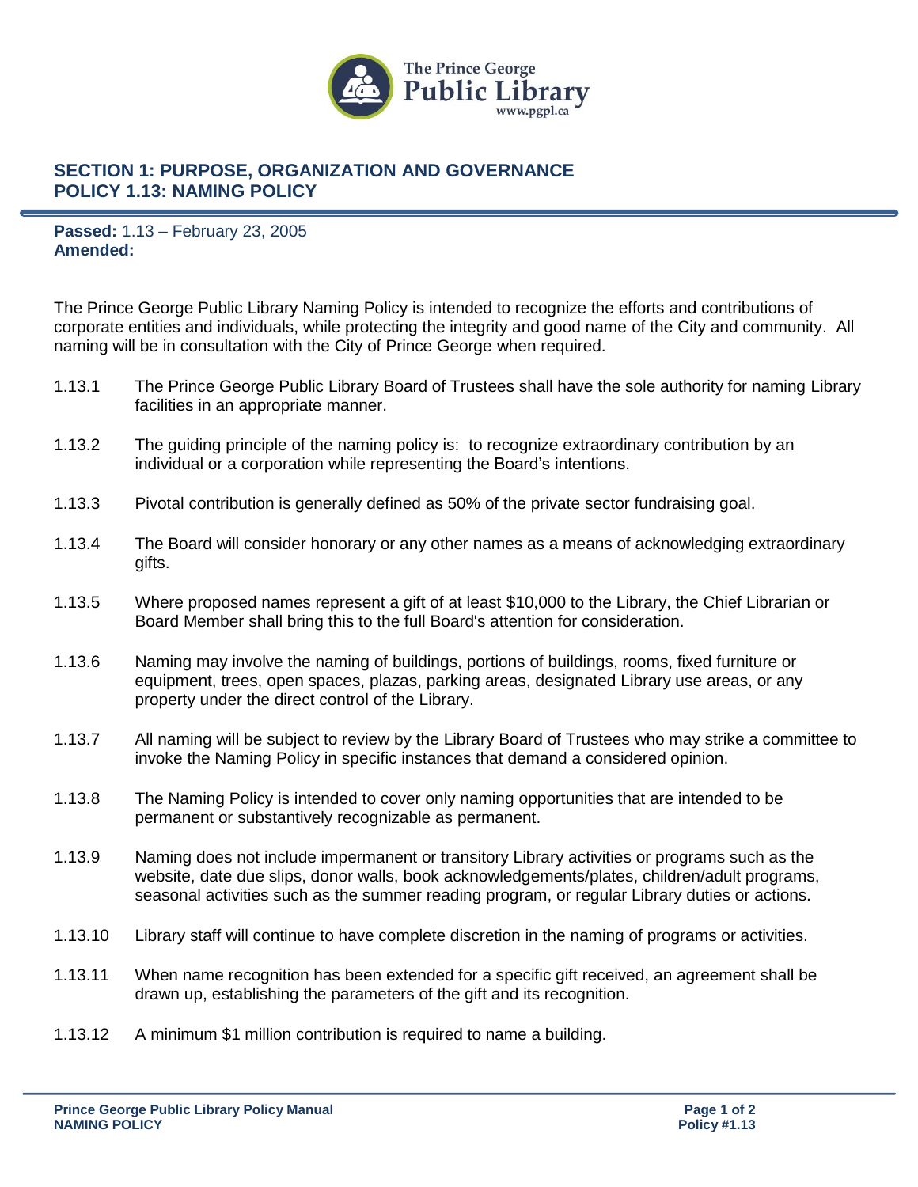# SECTION 1: PURPOSE, ORGANIZATION AND GOVERNANCE
# POLICY 1.13: NAMING POLICY

**Passed:** 1.13 – February 23, 2005
**Amended:**

The Prince George Public Library Naming Policy is intended to recognize the efforts and contributions of corporate entities and individuals, while protecting the integrity and good name of the City and community. All naming will be in consultation with the City of Prince George when required.

1.13.1 The Prince George Public Library Board of Trustees shall have the sole authority for naming Library facilities in an appropriate manner.

1.13.2 The guiding principle of the naming policy is: to recognize extraordinary contribution by an individual or a corporation while representing the Board's intentions.

1.13.3 Pivotal contribution is generally defined as 50% of the private sector fundraising goal.

1.13.4 The Board will consider honorary or any other names as a means of acknowledging extraordinary gifts.

1.13.5 Where proposed names represent a gift of at least $10,000 to the Library, the Chief Librarian or Board Member shall bring this to the full Board's attention for consideration.

1.13.6 Naming may involve the naming of buildings, portions of buildings, rooms, fixed furniture or equipment, trees, open spaces, plazas, parking areas, designated Library use areas, or any property under the direct control of the Library.

1.13.7 All naming will be subject to review by the Library Board of Trustees who may strike a committee to invoke the Naming Policy in specific instances that demand a considered opinion.

1.13.8 The Naming Policy is intended to cover only naming opportunities that are intended to be permanent or substantively recognizable as permanent.

1.13.9 Naming does not include impermanent or transitory Library activities or programs such as the website, date due slips, donor walls, book acknowledgements/plates, children/adult programs, seasonal activities such as the summer reading program, or regular Library duties or actions.

1.13.10 Library staff will continue to have complete discretion in the naming of programs or activities.

1.13.11 When name recognition has been extended for a specific gift received, an agreement shall be drawn up, establishing the parameters of the gift and its recognition.

1.13.12 A minimum $1 million contribution is required to name a building.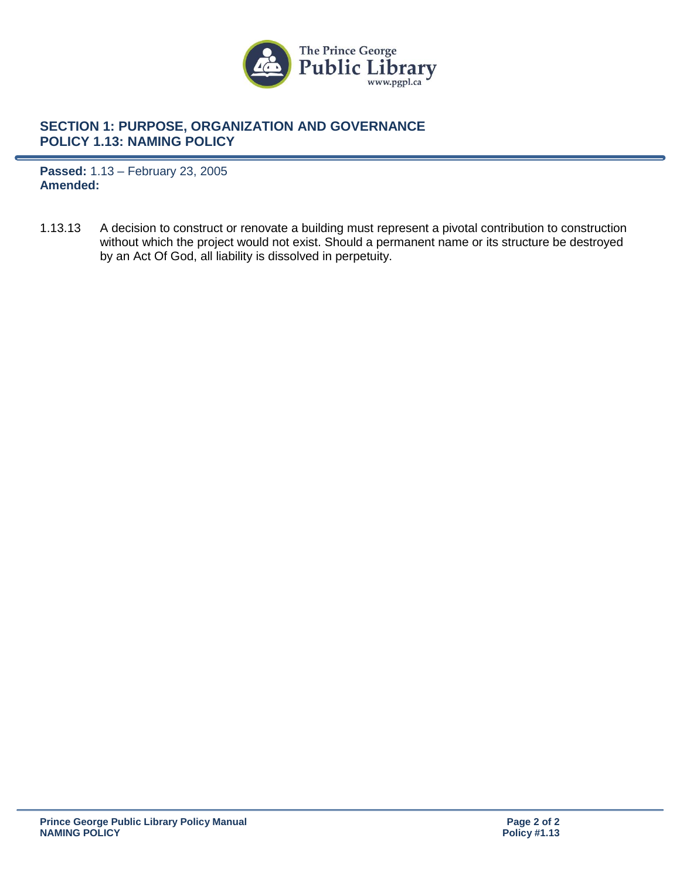## SECTION 1: PURPOSE, ORGANIZATION AND GOVERNANCE
## POLICY 1.13: NAMING POLICY

**Passed:** 1.13 – February 23, 2005
**Amended:**

1.13.13 A decision to construct or renovate a building must represent a pivotal contribution to construction without which the project would not exist. Should a permanent name or its structure be destroyed by an Act Of God, all liability is dissolved in perpetuity.